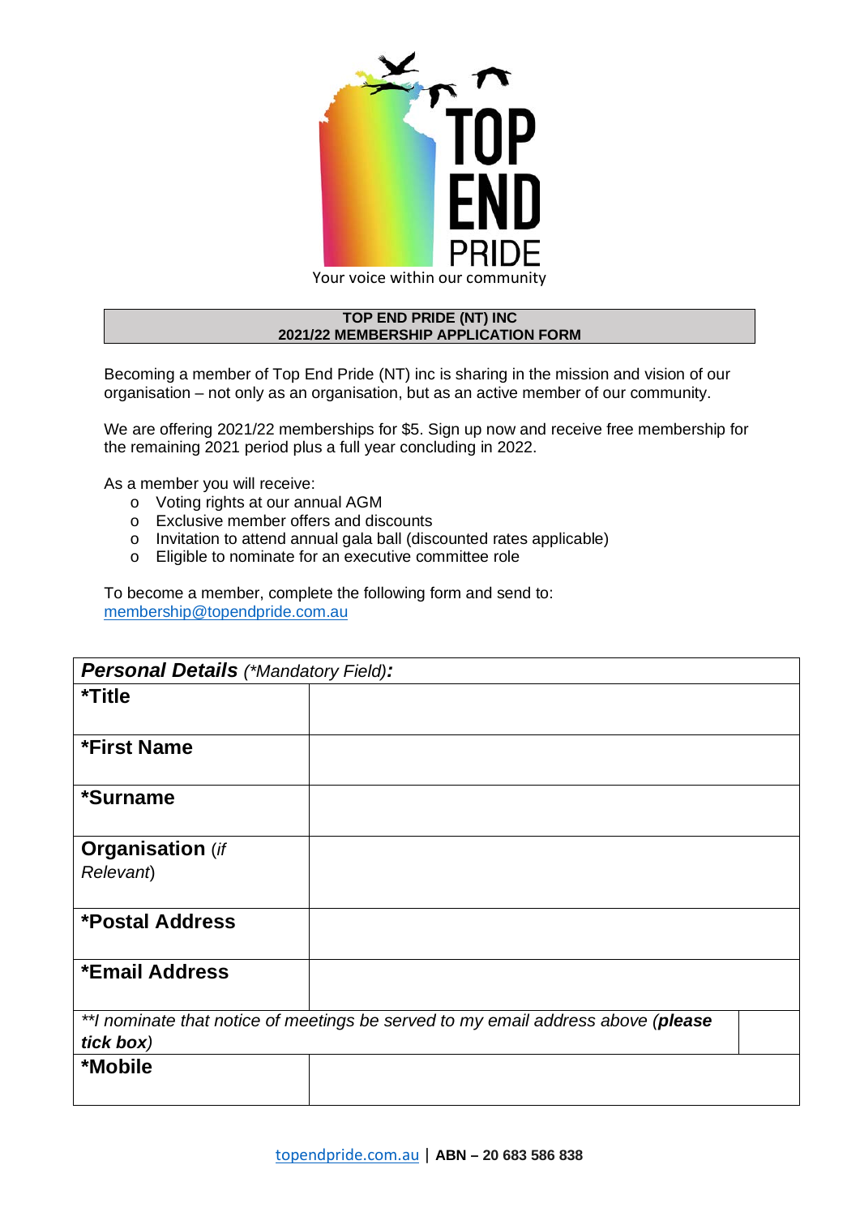TOP END PRIDE

Your voice within our community

**TOP END PRIDE (NT) INC**
**2021/22 MEMBERSHIP APPLICATION FORM**

Becoming a member of Top End Pride (NT) inc is sharing in the mission and vision of our organisation – not only as an organisation, but as an active member of our community.

We are offering 2021/22 memberships for $5. Sign up now and receive free membership for the remaining 2021 period plus a full year concluding in 2022.

As a member you will receive:

- Voting rights at our annual AGM
- Exclusive member offers and discounts
- Invitation to attend annual gala ball (discounted rates applicable)
- Eligible to nominate for an executive committee role

To become a member, complete the following form and send to:
membership@topendpride.com.au

| ***Personal Details*** *(\*Mandatory Field)****:*** | | |
|---|---|---|
| **\*Title** | | |
| **\*First Name** | | |
| **\*Surname** | | |
| **Organisation** *(if Relevant)* | | |
| **\*Postal Address** | | |
| **\*Email Address** | | |
| *\*\*I nominate that notice of meetings be served to my email address above (**please tick box**)* | | |
| **\*Mobile** | | |

topendpride.com.au | **ABN – 20 683 586 838**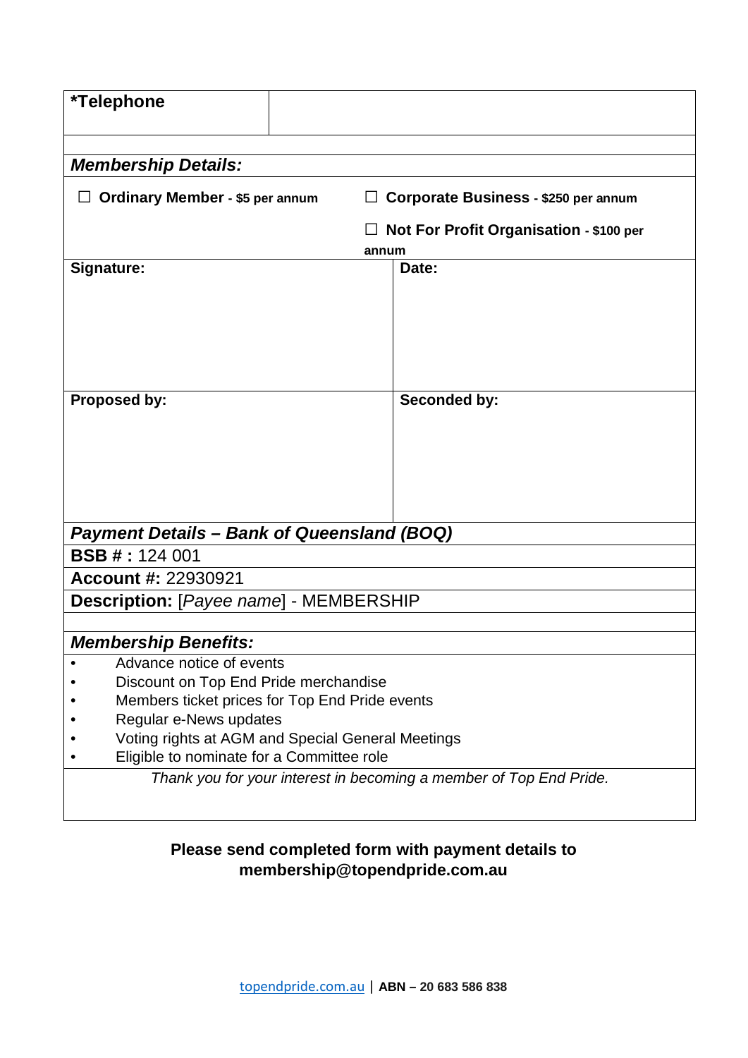| | |
|---|---|
| ***Telephone** | |

***Membership Details:***

☐ **Ordinary Member** - **$5 per annum**

☐ **Corporate Business** - **$250 per annum**

☐ **Not For Profit Organisation** - **$100 per annum**

| | |
|---|---|
| **Signature:** | **Date:** |
| **Proposed by:** | **Seconded by:** |

***Payment Details – Bank of Queensland (BOQ)***

**BSB # :** 124 001

**Account #:** 22930921

**Description:** [*Payee name*] - MEMBERSHIP

***Membership Benefits:***

- Advance notice of events
- Discount on Top End Pride merchandise
- Members ticket prices for Top End Pride events
- Regular e-News updates
- Voting rights at AGM and Special General Meetings
- Eligible to nominate for a Committee role

*Thank you for your interest in becoming a member of Top End Pride.*

**Please send completed form with payment details to membership@topendpride.com.au**

topendpride.com.au | **ABN – 20 683 586 838**